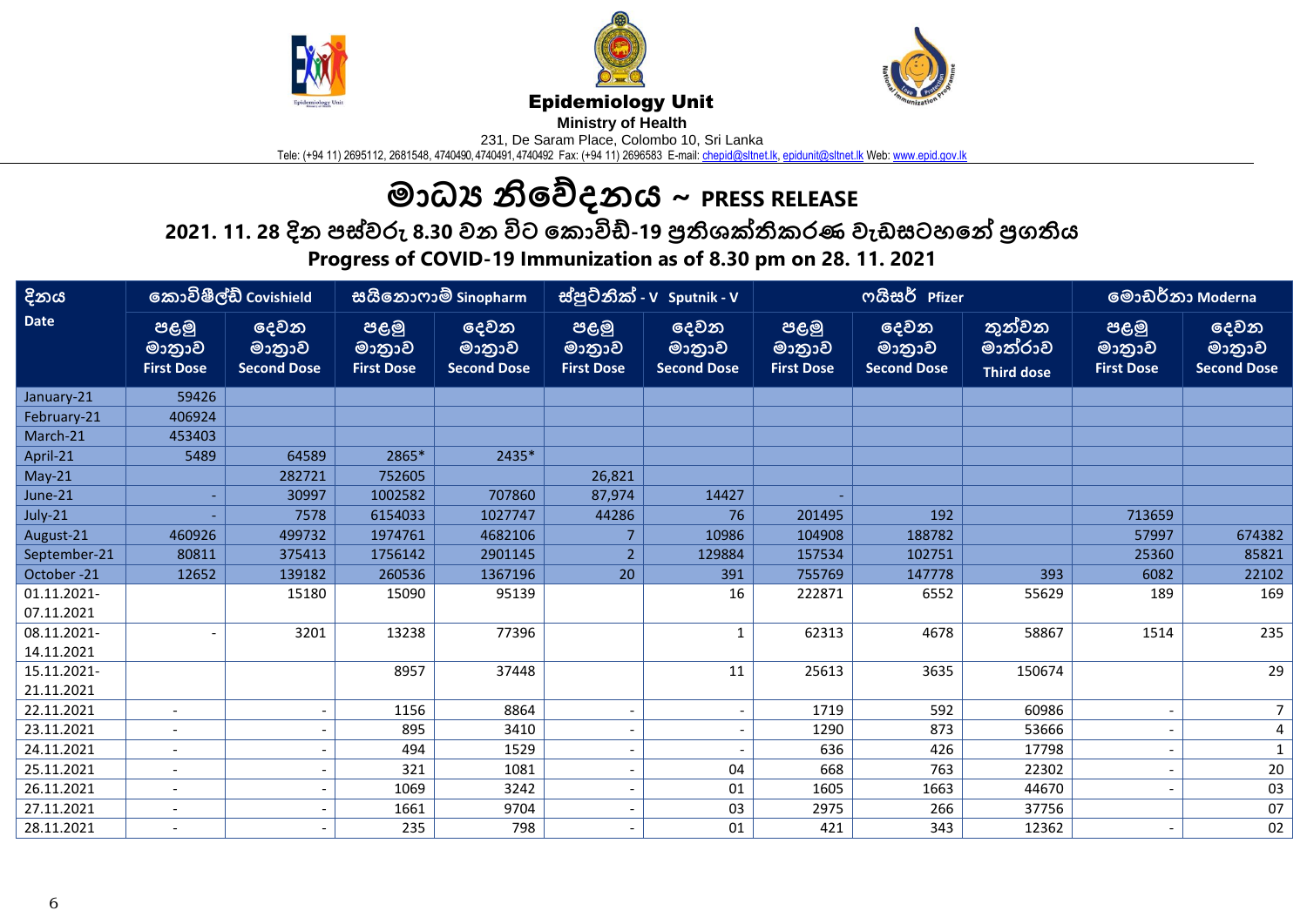**Epidemiology Unit**

**Ministry of Health**

231, De Saram Place, Colombo 10, Sri Lanka

Tele: (+94 11) 2695112, 2681548, 4740490, 4740491, 4740492 Fax: (+94 11) 2696583 E-mail: chepid@sltnet.lk, epidunit@sltnet.lk Web: www.epid.gov.lk

# මාධ්‍ය නිවේදනය ~ PRESS RELEASE

## 2021. 11. 28 දින පස්වරු 8.30 වන විට කොවිඩ්-19 ප්‍රතිශක්තිකරණ වැඩසටහනේ ප්‍රගතිය

## Progress of COVID-19 Immunization as of 8.30 pm on 28. 11. 2021

| දිනය Date | කොවිෂීල්ඩ් Covishield | | සයිනොෆාම් Sinopharm | | ස්පුට්නික් - V Sputnik - V | | ෆයිසර් Pfizer | | | මොඩර්නා Moderna | |
|---|---|---|---|---|---|---|---|---|---|---|---|
| | පළමු මාත්‍රාව First Dose | දෙවන මාත්‍රාව Second Dose | පළමු මාත්‍රාව First Dose | දෙවන මාත්‍රාව Second Dose | පළමු මාත්‍රාව First Dose | දෙවන මාත්‍රාව Second Dose | පළමු මාත්‍රාව First Dose | දෙවන මාත්‍රාව Second Dose | තුන්වන මාත්‍රාව Third dose | පළමු මාත්‍රාව First Dose | දෙවන මාත්‍රාව Second Dose |
| January-21 | 59426 | | | | | | | | | | |
| February-21 | 406924 | | | | | | | | | | |
| March-21 | 453403 | | | | | | | | | | |
| April-21 | 5489 | 64589 | 2865* | 2435* | | | | | | | |
| May-21 | | 282721 | 752605 | | 26,821 | | | | | | |
| June-21 | - | 30997 | 1002582 | 707860 | 87,974 | 14427 | - | | | | |
| July-21 | - | 7578 | 6154033 | 1027747 | 44286 | 76 | 201495 | 192 | | 713659 | |
| August-21 | 460926 | 499732 | 1974761 | 4682106 | 7 | 10986 | 104908 | 188782 | | 57997 | 674382 |
| September-21 | 80811 | 375413 | 1756142 | 2901145 | 2 | 129884 | 157534 | 102751 | | 25360 | 85821 |
| October -21 | 12652 | 139182 | 260536 | 1367196 | 20 | 391 | 755769 | 147778 | 393 | 6082 | 22102 |
| 01.11.2021-07.11.2021 | | 15180 | 15090 | 95139 | | 16 | 222871 | 6552 | 55629 | 189 | 169 |
| 08.11.2021-14.11.2021 | - | 3201 | 13238 | 77396 | | 1 | 62313 | 4678 | 58867 | 1514 | 235 |
| 15.11.2021-21.11.2021 | | | 8957 | 37448 | | 11 | 25613 | 3635 | 150674 | | 29 |
| 22.11.2021 | - | - | 1156 | 8864 | - | - | 1719 | 592 | 60986 | - | 7 |
| 23.11.2021 | - | - | 895 | 3410 | - | - | 1290 | 873 | 53666 | - | 4 |
| 24.11.2021 | - | - | 494 | 1529 | - | - | 636 | 426 | 17798 | - | 1 |
| 25.11.2021 | - | - | 321 | 1081 | - | 04 | 668 | 763 | 22302 | - | 20 |
| 26.11.2021 | - | - | 1069 | 3242 | - | 01 | 1605 | 1663 | 44670 | - | 03 |
| 27.11.2021 | - | - | 1661 | 9704 | - | 03 | 2975 | 266 | 37756 | | 07 |
| 28.11.2021 | - | - | 235 | 798 | - | 01 | 421 | 343 | 12362 | - | 02 |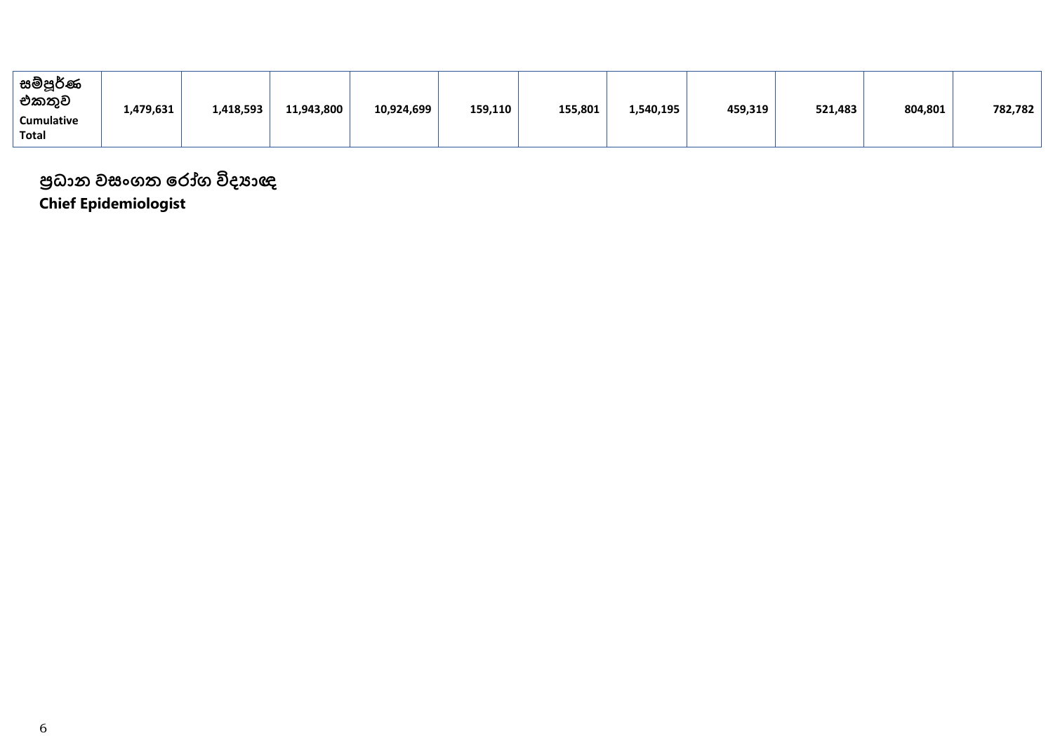| | | | | | | | | | | | |
|---|---|---|---|---|---|---|---|---|---|---|---|
| සම්පූර්ණ එකතුව Cumulative Total | 1,479,631 | 1,418,593 | 11,943,800 | 10,924,699 | 159,110 | 155,801 | 1,540,195 | 459,319 | 521,483 | 804,801 | 782,782 |

**ප්‍රධාන වසංගත රෝග විද්‍යාඥ**
**Chief Epidemiologist**